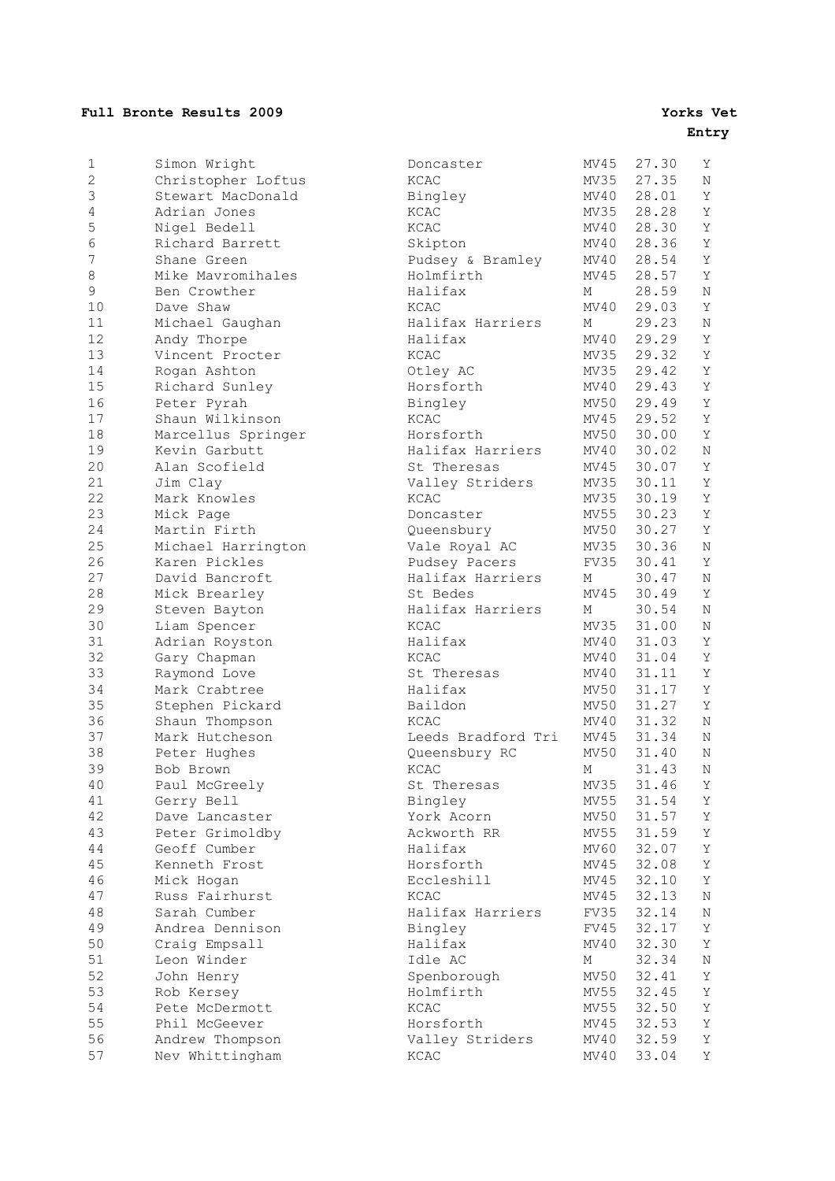**Full Bronte Results 2009**

| | | | | | Yorks Vet Entry |
|---|---|---|---|---|---|
| 1 | Simon Wright | Doncaster | MV45 | 27.30 | Y |
| 2 | Christopher Loftus | KCAC | MV35 | 27.35 | N |
| 3 | Stewart MacDonald | Bingley | MV40 | 28.01 | Y |
| 4 | Adrian Jones | KCAC | MV35 | 28.28 | Y |
| 5 | Nigel Bedell | KCAC | MV40 | 28.30 | Y |
| 6 | Richard Barrett | Skipton | MV40 | 28.36 | Y |
| 7 | Shane Green | Pudsey & Bramley | MV40 | 28.54 | Y |
| 8 | Mike Mavromihales | Holmfirth | MV45 | 28.57 | Y |
| 9 | Ben Crowther | Halifax | M | 28.59 | N |
| 10 | Dave Shaw | KCAC | MV40 | 29.03 | Y |
| 11 | Michael Gaughan | Halifax Harriers | M | 29.23 | N |
| 12 | Andy Thorpe | Halifax | MV40 | 29.29 | Y |
| 13 | Vincent Procter | KCAC | MV35 | 29.32 | Y |
| 14 | Rogan Ashton | Otley AC | MV35 | 29.42 | Y |
| 15 | Richard Sunley | Horsforth | MV40 | 29.43 | Y |
| 16 | Peter Pyrah | Bingley | MV50 | 29.49 | Y |
| 17 | Shaun Wilkinson | KCAC | MV45 | 29.52 | Y |
| 18 | Marcellus Springer | Horsforth | MV50 | 30.00 | Y |
| 19 | Kevin Garbutt | Halifax Harriers | MV40 | 30.02 | N |
| 20 | Alan Scofield | St Theresas | MV45 | 30.07 | Y |
| 21 | Jim Clay | Valley Striders | MV35 | 30.11 | Y |
| 22 | Mark Knowles | KCAC | MV35 | 30.19 | Y |
| 23 | Mick Page | Doncaster | MV55 | 30.23 | Y |
| 24 | Martin Firth | Queensbury | MV50 | 30.27 | Y |
| 25 | Michael Harrington | Vale Royal AC | MV35 | 30.36 | N |
| 26 | Karen Pickles | Pudsey Pacers | FV35 | 30.41 | Y |
| 27 | David Bancroft | Halifax Harriers | M | 30.47 | N |
| 28 | Mick Brearley | St Bedes | MV45 | 30.49 | Y |
| 29 | Steven Bayton | Halifax Harriers | M | 30.54 | N |
| 30 | Liam Spencer | KCAC | MV35 | 31.00 | N |
| 31 | Adrian Royston | Halifax | MV40 | 31.03 | Y |
| 32 | Gary Chapman | KCAC | MV40 | 31.04 | Y |
| 33 | Raymond Love | St Theresas | MV40 | 31.11 | Y |
| 34 | Mark Crabtree | Halifax | MV50 | 31.17 | Y |
| 35 | Stephen Pickard | Baildon | MV50 | 31.27 | Y |
| 36 | Shaun Thompson | KCAC | MV40 | 31.32 | N |
| 37 | Mark Hutcheson | Leeds Bradford Tri | MV45 | 31.34 | N |
| 38 | Peter Hughes | Queensbury RC | MV50 | 31.40 | N |
| 39 | Bob Brown | KCAC | M | 31.43 | N |
| 40 | Paul McGreely | St Theresas | MV35 | 31.46 | Y |
| 41 | Gerry Bell | Bingley | MV55 | 31.54 | Y |
| 42 | Dave Lancaster | York Acorn | MV50 | 31.57 | Y |
| 43 | Peter Grimoldby | Ackworth RR | MV55 | 31.59 | Y |
| 44 | Geoff Cumber | Halifax | MV60 | 32.07 | Y |
| 45 | Kenneth Frost | Horsforth | MV45 | 32.08 | Y |
| 46 | Mick Hogan | Eccleshill | MV45 | 32.10 | Y |
| 47 | Russ Fairhurst | KCAC | MV45 | 32.13 | N |
| 48 | Sarah Cumber | Halifax Harriers | FV35 | 32.14 | N |
| 49 | Andrea Dennison | Bingley | FV45 | 32.17 | Y |
| 50 | Craig Empsall | Halifax | MV40 | 32.30 | Y |
| 51 | Leon Winder | Idle AC | M | 32.34 | N |
| 52 | John Henry | Spenborough | MV50 | 32.41 | Y |
| 53 | Rob Kersey | Holmfirth | MV55 | 32.45 | Y |
| 54 | Pete McDermott | KCAC | MV55 | 32.50 | Y |
| 55 | Phil McGeever | Horsforth | MV45 | 32.53 | Y |
| 56 | Andrew Thompson | Valley Striders | MV40 | 32.59 | Y |
| 57 | Nev Whittingham | KCAC | MV40 | 33.04 | Y |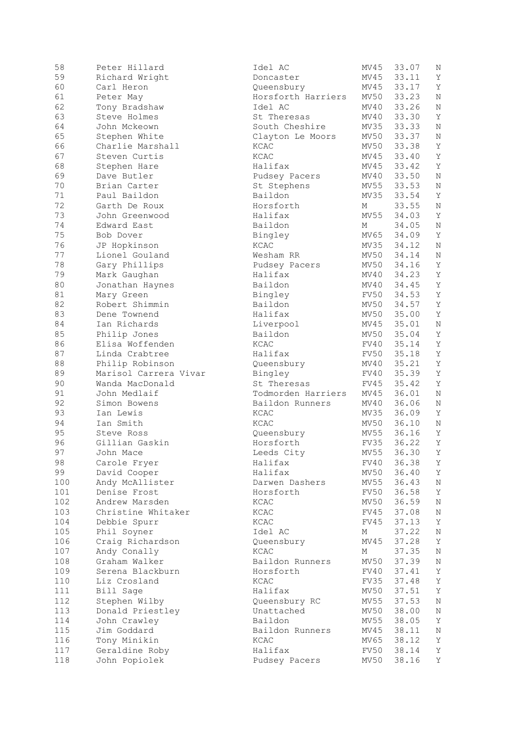| | | | | | |
|---|---|---|---|---|---|
| 58 | Peter Hillard | Idel AC | MV45 | 33.07 | N |
| 59 | Richard Wright | Doncaster | MV45 | 33.11 | Y |
| 60 | Carl Heron | Queensbury | MV45 | 33.17 | Y |
| 61 | Peter May | Horsforth Harriers | MV50 | 33.23 | N |
| 62 | Tony Bradshaw | Idel AC | MV40 | 33.26 | N |
| 63 | Steve Holmes | St Theresas | MV40 | 33.30 | Y |
| 64 | John Mckeown | South Cheshire | MV35 | 33.33 | N |
| 65 | Stephen White | Clayton Le Moors | MV50 | 33.37 | N |
| 66 | Charlie Marshall | KCAC | MV50 | 33.38 | Y |
| 67 | Steven Curtis | KCAC | MV45 | 33.40 | Y |
| 68 | Stephen Hare | Halifax | MV45 | 33.42 | Y |
| 69 | Dave Butler | Pudsey Pacers | MV40 | 33.50 | N |
| 70 | Brian Carter | St Stephens | MV55 | 33.53 | N |
| 71 | Paul Baildon | Baildon | MV35 | 33.54 | Y |
| 72 | Garth De Roux | Horsforth | M | 33.55 | N |
| 73 | John Greenwood | Halifax | MV55 | 34.03 | Y |
| 74 | Edward East | Baildon | M | 34.05 | N |
| 75 | Bob Dover | Bingley | MV65 | 34.09 | Y |
| 76 | JP Hopkinson | KCAC | MV35 | 34.12 | N |
| 77 | Lionel Gouland | Wesham RR | MV50 | 34.14 | N |
| 78 | Gary Phillips | Pudsey Pacers | MV50 | 34.16 | Y |
| 79 | Mark Gaughan | Halifax | MV40 | 34.23 | Y |
| 80 | Jonathan Haynes | Baildon | MV40 | 34.45 | Y |
| 81 | Mary Green | Bingley | FV50 | 34.53 | Y |
| 82 | Robert Shimmin | Baildon | MV50 | 34.57 | Y |
| 83 | Dene Townend | Halifax | MV50 | 35.00 | Y |
| 84 | Ian Richards | Liverpool | MV45 | 35.01 | N |
| 85 | Philip Jones | Baildon | MV50 | 35.04 | Y |
| 86 | Elisa Woffenden | KCAC | FV40 | 35.14 | Y |
| 87 | Linda Crabtree | Halifax | FV50 | 35.18 | Y |
| 88 | Philip Robinson | Queensbury | MV40 | 35.21 | Y |
| 89 | Marisol Carrera Vivar | Bingley | FV40 | 35.39 | Y |
| 90 | Wanda MacDonald | St Theresas | FV45 | 35.42 | Y |
| 91 | John Medlaif | Todmorden Harriers | MV45 | 36.01 | N |
| 92 | Simon Bowens | Baildon Runners | MV40 | 36.06 | N |
| 93 | Ian Lewis | KCAC | MV35 | 36.09 | Y |
| 94 | Ian Smith | KCAC | MV50 | 36.10 | N |
| 95 | Steve Ross | Queensbury | MV55 | 36.16 | Y |
| 96 | Gillian Gaskin | Horsforth | FV35 | 36.22 | Y |
| 97 | John Mace | Leeds City | MV55 | 36.30 | Y |
| 98 | Carole Fryer | Halifax | FV40 | 36.38 | Y |
| 99 | David Cooper | Halifax | MV50 | 36.40 | Y |
| 100 | Andy McAllister | Darwen Dashers | MV55 | 36.43 | N |
| 101 | Denise Frost | Horsforth | FV50 | 36.58 | Y |
| 102 | Andrew Marsden | KCAC | MV50 | 36.59 | N |
| 103 | Christine Whitaker | KCAC | FV45 | 37.08 | N |
| 104 | Debbie Spurr | KCAC | FV45 | 37.13 | Y |
| 105 | Phil Soyner | Idel AC | M | 37.22 | N |
| 106 | Craig Richardson | Queensbury | MV45 | 37.28 | Y |
| 107 | Andy Conally | KCAC | M | 37.35 | N |
| 108 | Graham Walker | Baildon Runners | MV50 | 37.39 | N |
| 109 | Serena Blackburn | Horsforth | FV40 | 37.41 | Y |
| 110 | Liz Crosland | KCAC | FV35 | 37.48 | Y |
| 111 | Bill Sage | Halifax | MV50 | 37.51 | Y |
| 112 | Stephen Wilby | Queensbury RC | MV55 | 37.53 | N |
| 113 | Donald Priestley | Unattached | MV50 | 38.00 | N |
| 114 | John Crawley | Baildon | MV55 | 38.05 | Y |
| 115 | Jim Goddard | Baildon Runners | MV45 | 38.11 | N |
| 116 | Tony Minikin | KCAC | MV65 | 38.12 | Y |
| 117 | Geraldine Roby | Halifax | FV50 | 38.14 | Y |
| 118 | John Popiolek | Pudsey Pacers | MV50 | 38.16 | Y |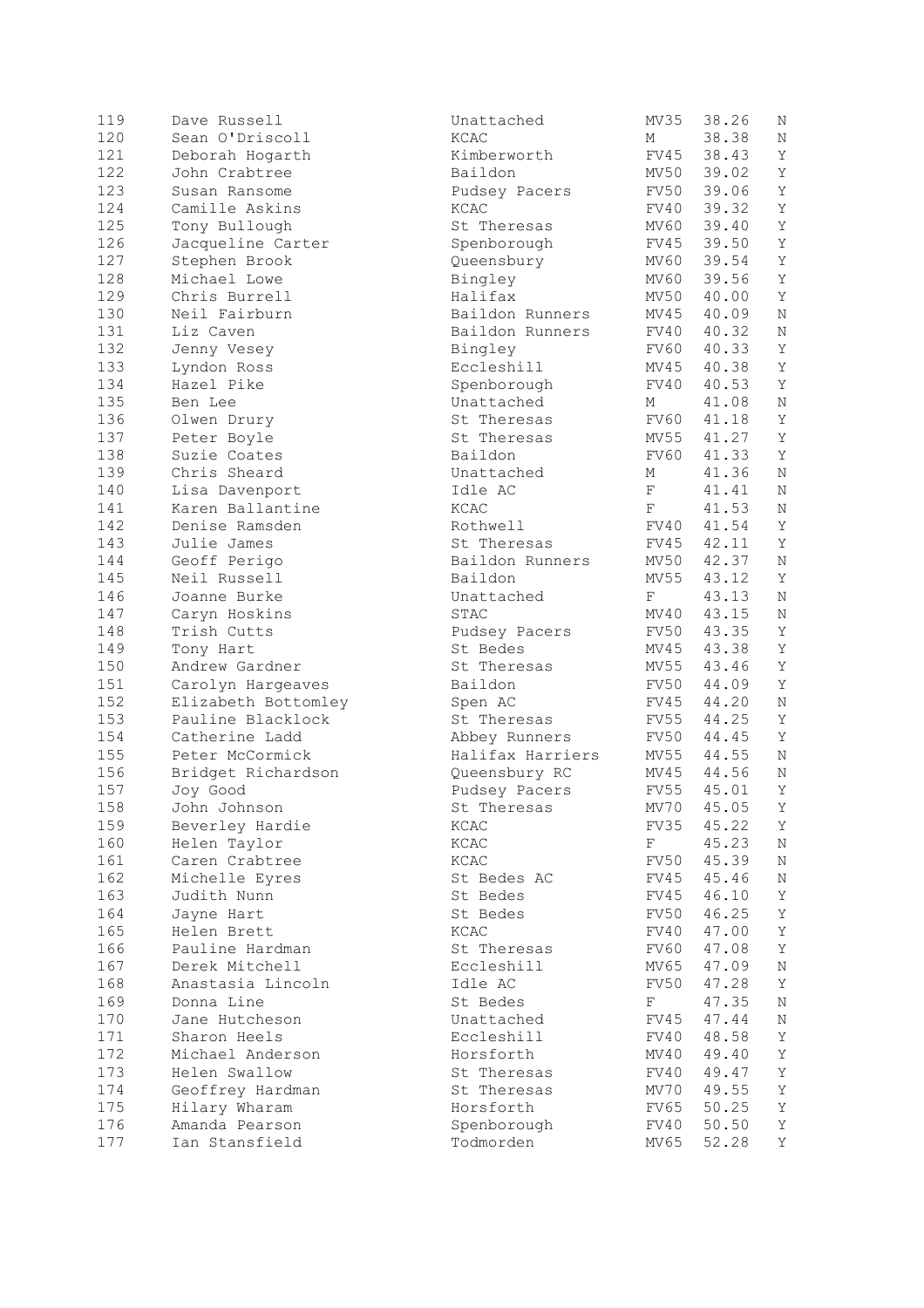| | | | | | |
|---|---|---|---|---|---|
| 119 | Dave Russell | Unattached | MV35 | 38.26 | N |
| 120 | Sean O'Driscoll | KCAC | M | 38.38 | N |
| 121 | Deborah Hogarth | Kimberworth | FV45 | 38.43 | Y |
| 122 | John Crabtree | Baildon | MV50 | 39.02 | Y |
| 123 | Susan Ransome | Pudsey Pacers | FV50 | 39.06 | Y |
| 124 | Camille Askins | KCAC | FV40 | 39.32 | Y |
| 125 | Tony Bullough | St Theresas | MV60 | 39.40 | Y |
| 126 | Jacqueline Carter | Spenborough | FV45 | 39.50 | Y |
| 127 | Stephen Brook | Queensbury | MV60 | 39.54 | Y |
| 128 | Michael Lowe | Bingley | MV60 | 39.56 | Y |
| 129 | Chris Burrell | Halifax | MV50 | 40.00 | Y |
| 130 | Neil Fairburn | Baildon Runners | MV45 | 40.09 | N |
| 131 | Liz Caven | Baildon Runners | FV40 | 40.32 | N |
| 132 | Jenny Vesey | Bingley | FV60 | 40.33 | Y |
| 133 | Lyndon Ross | Eccleshill | MV45 | 40.38 | Y |
| 134 | Hazel Pike | Spenborough | FV40 | 40.53 | Y |
| 135 | Ben Lee | Unattached | M | 41.08 | N |
| 136 | Olwen Drury | St Theresas | FV60 | 41.18 | Y |
| 137 | Peter Boyle | St Theresas | MV55 | 41.27 | Y |
| 138 | Suzie Coates | Baildon | FV60 | 41.33 | Y |
| 139 | Chris Sheard | Unattached | M | 41.36 | N |
| 140 | Lisa Davenport | Idle AC | F | 41.41 | N |
| 141 | Karen Ballantine | KCAC | F | 41.53 | N |
| 142 | Denise Ramsden | Rothwell | FV40 | 41.54 | Y |
| 143 | Julie James | St Theresas | FV45 | 42.11 | Y |
| 144 | Geoff Perigo | Baildon Runners | MV50 | 42.37 | N |
| 145 | Neil Russell | Baildon | MV55 | 43.12 | Y |
| 146 | Joanne Burke | Unattached | F | 43.13 | N |
| 147 | Caryn Hoskins | STAC | MV40 | 43.15 | N |
| 148 | Trish Cutts | Pudsey Pacers | FV50 | 43.35 | Y |
| 149 | Tony Hart | St Bedes | MV45 | 43.38 | Y |
| 150 | Andrew Gardner | St Theresas | MV55 | 43.46 | Y |
| 151 | Carolyn Hargeaves | Baildon | FV50 | 44.09 | Y |
| 152 | Elizabeth Bottomley | Spen AC | FV45 | 44.20 | N |
| 153 | Pauline Blacklock | St Theresas | FV55 | 44.25 | Y |
| 154 | Catherine Ladd | Abbey Runners | FV50 | 44.45 | Y |
| 155 | Peter McCormick | Halifax Harriers | MV55 | 44.55 | N |
| 156 | Bridget Richardson | Queensbury RC | MV45 | 44.56 | N |
| 157 | Joy Good | Pudsey Pacers | FV55 | 45.01 | Y |
| 158 | John Johnson | St Theresas | MV70 | 45.05 | Y |
| 159 | Beverley Hardie | KCAC | FV35 | 45.22 | Y |
| 160 | Helen Taylor | KCAC | F | 45.23 | N |
| 161 | Caren Crabtree | KCAC | FV50 | 45.39 | N |
| 162 | Michelle Eyres | St Bedes AC | FV45 | 45.46 | N |
| 163 | Judith Nunn | St Bedes | FV45 | 46.10 | Y |
| 164 | Jayne Hart | St Bedes | FV50 | 46.25 | Y |
| 165 | Helen Brett | KCAC | FV40 | 47.00 | Y |
| 166 | Pauline Hardman | St Theresas | FV60 | 47.08 | Y |
| 167 | Derek Mitchell | Eccleshill | MV65 | 47.09 | N |
| 168 | Anastasia Lincoln | Idle AC | FV50 | 47.28 | Y |
| 169 | Donna Line | St Bedes | F | 47.35 | N |
| 170 | Jane Hutcheson | Unattached | FV45 | 47.44 | N |
| 171 | Sharon Heels | Eccleshill | FV40 | 48.58 | Y |
| 172 | Michael Anderson | Horsforth | MV40 | 49.40 | Y |
| 173 | Helen Swallow | St Theresas | FV40 | 49.47 | Y |
| 174 | Geoffrey Hardman | St Theresas | MV70 | 49.55 | Y |
| 175 | Hilary Wharam | Horsforth | FV65 | 50.25 | Y |
| 176 | Amanda Pearson | Spenborough | FV40 | 50.50 | Y |
| 177 | Ian Stansfield | Todmorden | MV65 | 52.28 | Y |